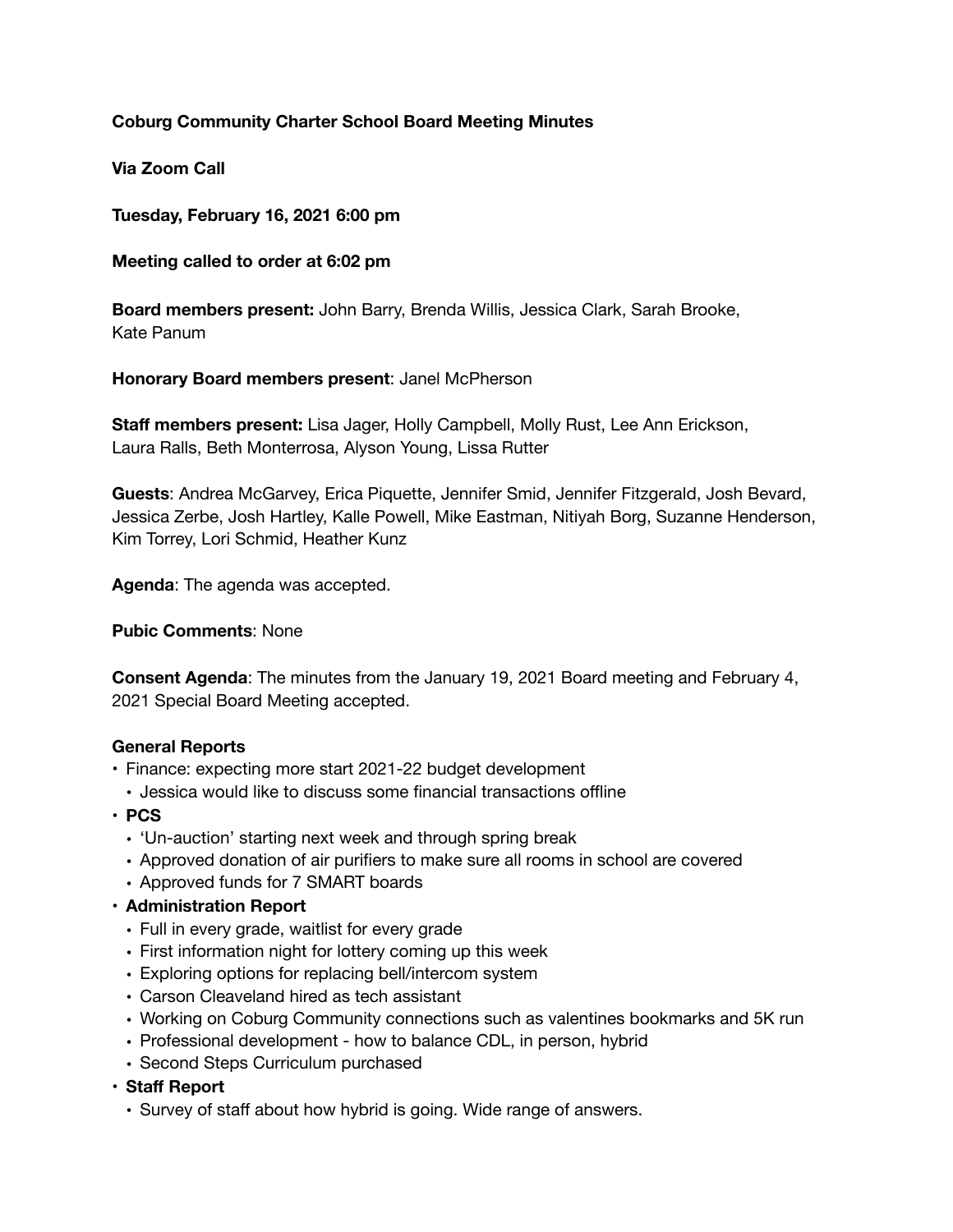**Coburg Community Charter School Board Meeting Minutes**

**Via Zoom Call**

**Tuesday, February 16, 2021 6:00 pm**

**Meeting called to order at 6:02 pm**

**Board members present:** John Barry, Brenda Willis, Jessica Clark, Sarah Brooke, Kate Panum

**Honorary Board members present**: Janel McPherson

**Staff members present:** Lisa Jager, Holly Campbell, Molly Rust, Lee Ann Erickson, Laura Ralls, Beth Monterrosa, Alyson Young, Lissa Rutter

**Guests**: Andrea McGarvey, Erica Piquette, Jennifer Smid, Jennifer Fitzgerald, Josh Bevard, Jessica Zerbe, Josh Hartley, Kalle Powell, Mike Eastman, Nitiyah Borg, Suzanne Henderson, Kim Torrey, Lori Schmid, Heather Kunz

**Agenda**: The agenda was accepted.

**Pubic Comments**: None

**Consent Agenda**: The minutes from the January 19, 2021 Board meeting and February 4, 2021 Special Board Meeting accepted.

**General Reports**

- Finance: expecting more start 2021-22 budget development
  - Jessica would like to discuss some financial transactions offline
- **PCS**
  - 'Un-auction' starting next week and through spring break
  - Approved donation of air purifiers to make sure all rooms in school are covered
  - Approved funds for 7 SMART boards
- **Administration Report**
  - Full in every grade, waitlist for every grade
  - First information night for lottery coming up this week
  - Exploring options for replacing bell/intercom system
  - Carson Cleaveland hired as tech assistant
  - Working on Coburg Community connections such as valentines bookmarks and 5K run
  - Professional development - how to balance CDL, in person, hybrid
  - Second Steps Curriculum purchased
- **Staff Report**
  - Survey of staff about how hybrid is going. Wide range of answers.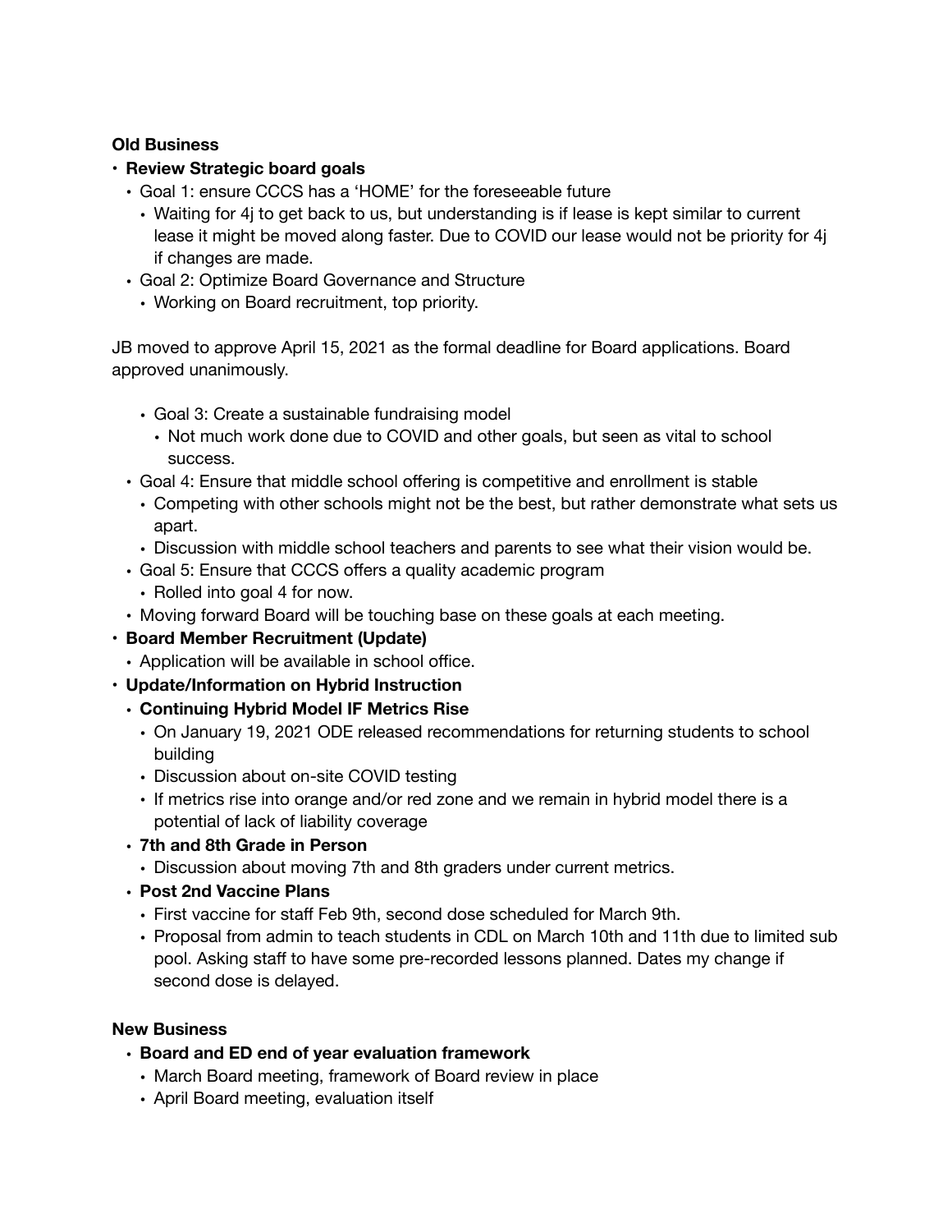**Old Business**

- **Review Strategic board goals**
  - Goal 1: ensure CCCS has a 'HOME' for the foreseeable future
    - Waiting for 4j to get back to us, but understanding is if lease is kept similar to current lease it might be moved along faster. Due to COVID our lease would not be priority for 4j if changes are made.
  - Goal 2: Optimize Board Governance and Structure
    - Working on Board recruitment, top priority.

JB moved to approve April 15, 2021 as the formal deadline for Board applications. Board approved unanimously.

  - Goal 3: Create a sustainable fundraising model
    - Not much work done due to COVID and other goals, but seen as vital to school success.
  - Goal 4: Ensure that middle school offering is competitive and enrollment is stable
    - Competing with other schools might not be the best, but rather demonstrate what sets us apart.
    - Discussion with middle school teachers and parents to see what their vision would be.
  - Goal 5: Ensure that CCCS offers a quality academic program
    - Rolled into goal 4 for now.
  - Moving forward Board will be touching base on these goals at each meeting.
- **Board Member Recruitment (Update)**
  - Application will be available in school office.
- **Update/Information on Hybrid Instruction**
  - **Continuing Hybrid Model IF Metrics Rise**
    - On January 19, 2021 ODE released recommendations for returning students to school building
    - Discussion about on-site COVID testing
    - If metrics rise into orange and/or red zone and we remain in hybrid model there is a potential of lack of liability coverage
  - **7th and 8th Grade in Person**
    - Discussion about moving 7th and 8th graders under current metrics.
  - **Post 2nd Vaccine Plans**
    - First vaccine for staff Feb 9th, second dose scheduled for March 9th.
    - Proposal from admin to teach students in CDL on March 10th and 11th due to limited sub pool. Asking staff to have some pre-recorded lessons planned. Dates my change if second dose is delayed.

**New Business**

- **Board and ED end of year evaluation framework**
  - March Board meeting, framework of Board review in place
  - April Board meeting, evaluation itself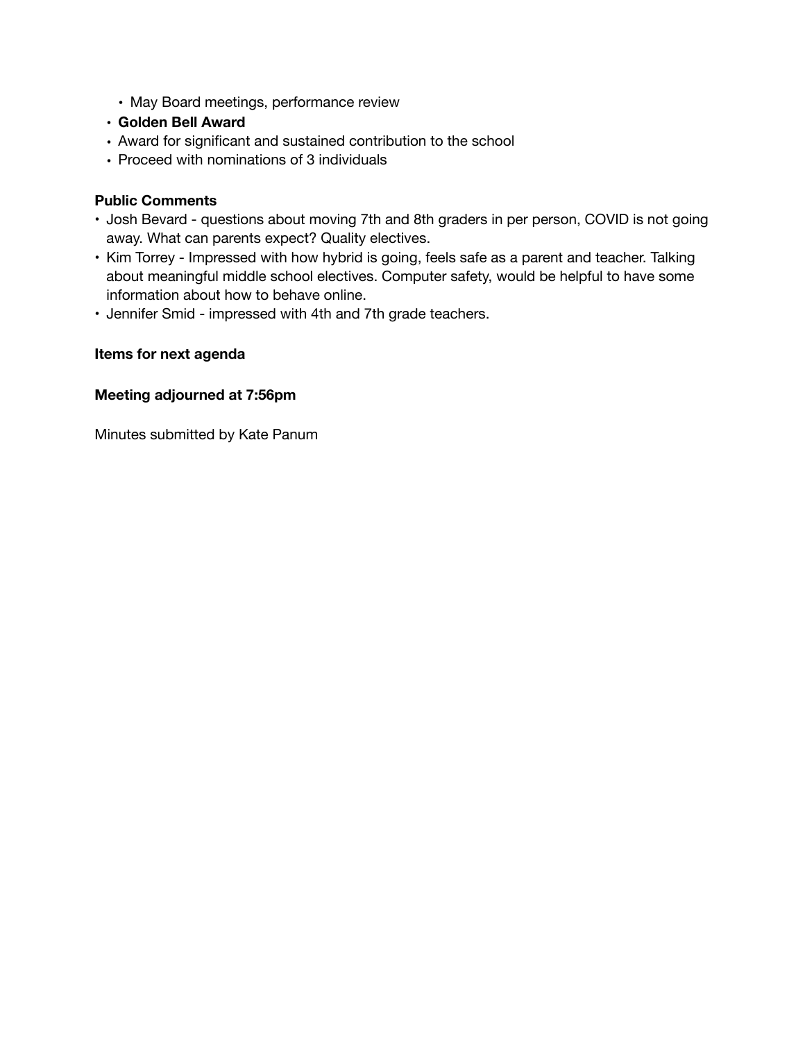- May Board meetings, performance review
- **Golden Bell Award**
- Award for significant and sustained contribution to the school
- Proceed with nominations of 3 individuals

**Public Comments**

- Josh Bevard - questions about moving 7th and 8th graders in per person, COVID is not going away. What can parents expect? Quality electives.
- Kim Torrey - Impressed with how hybrid is going, feels safe as a parent and teacher. Talking about meaningful middle school electives. Computer safety, would be helpful to have some information about how to behave online.
- Jennifer Smid - impressed with 4th and 7th grade teachers.

**Items for next agenda**

**Meeting adjourned at 7:56pm**

Minutes submitted by Kate Panum